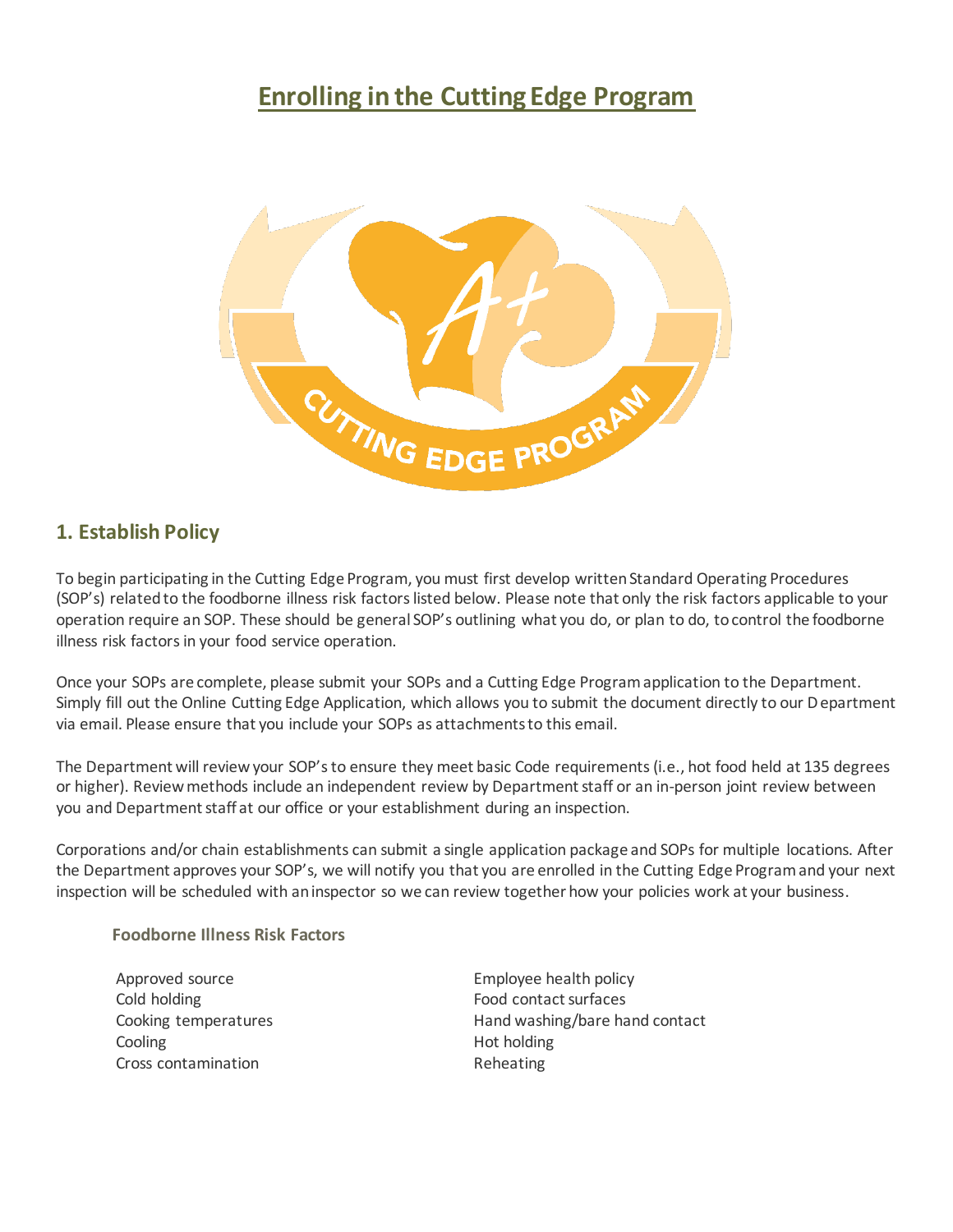# Enrolling in the Cutting Edge Program

## 1. Establish Policy

To begin participating in the Cutting Edge Program, you must first develop written Standard Operating Procedures (SOP's) related to the foodborne illness risk factors listed below. Please note that only the risk factors applicable to your operation require an SOP. These should be general SOP's outlining what you do, or plan to do, to control the foodborne illness risk factors in your food service operation.

Once your SOPs are complete, please submit your SOPs and a Cutting Edge Program application to the Department. Simply fill out the Online Cutting Edge Application, which allows you to submit the document directly to our Department via email. Please ensure that you include your SOPs as attachments to this email.

The Department will review your SOP's to ensure they meet basic Code requirements (i.e., hot food held at 135 degrees or higher). Review methods include an independent review by Department staff or an in-person joint review between you and Department staff at our office or your establishment during an inspection.

Corporations and/or chain establishments can submit a single application package and SOPs for multiple locations. After the Department approves your SOP's, we will notify you that you are enrolled in the Cutting Edge Program and your next inspection will be scheduled with an inspector so we can review together how your policies work at your business.

### Foodborne Illness Risk Factors

- Approved source
- Cold holding
- Cooking temperatures
- Cooling
- Cross contamination
- Employee health policy
- Food contact surfaces
- Hand washing/bare hand contact
- Hot holding
- Reheating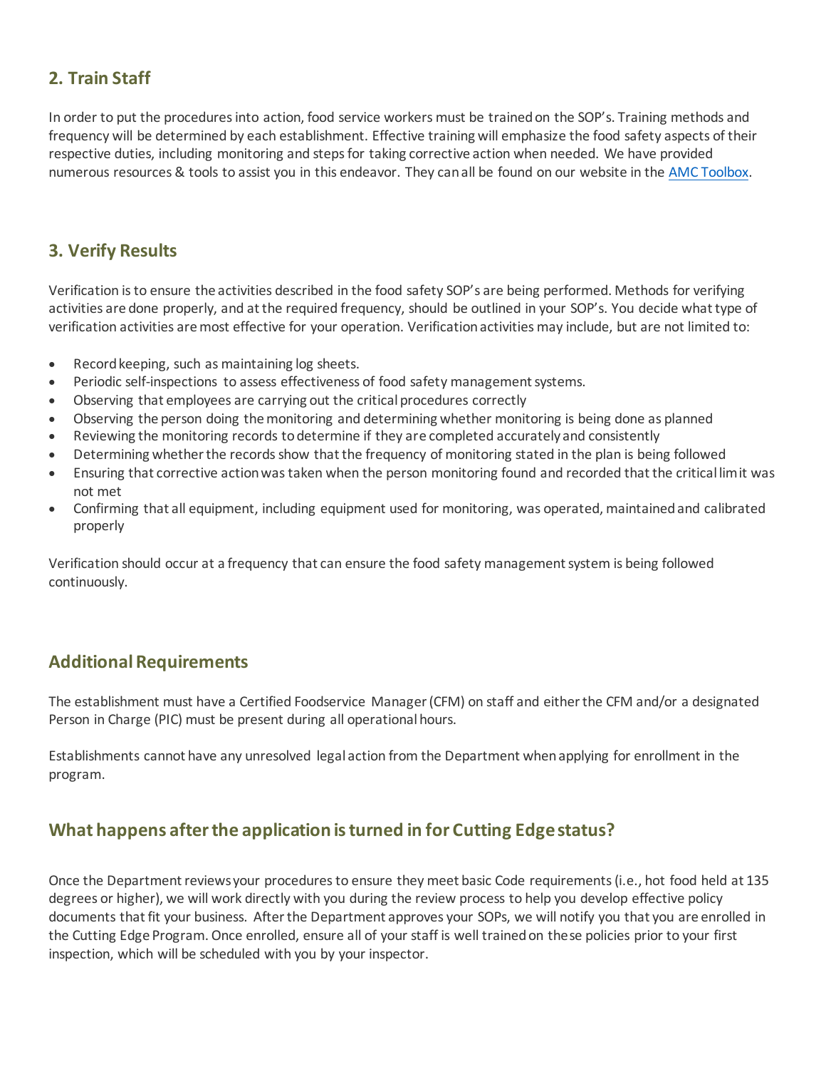## 2. Train Staff

In order to put the procedures into action, food service workers must be trained on the SOP's. Training methods and frequency will be determined by each establishment. Effective training will emphasize the food safety aspects of their respective duties, including monitoring and steps for taking corrective action when needed. We have provided numerous resources & tools to assist you in this endeavor. They can all be found on our website in the AMC Toolbox.

## 3. Verify Results

Verification is to ensure the activities described in the food safety SOP's are being performed. Methods for verifying activities are done properly, and at the required frequency, should be outlined in your SOP's. You decide what type of verification activities are most effective for your operation. Verification activities may include, but are not limited to:

- Record keeping, such as maintaining log sheets.
- Periodic self-inspections to assess effectiveness of food safety management systems.
- Observing that employees are carrying out the critical procedures correctly
- Observing the person doing the monitoring and determining whether monitoring is being done as planned
- Reviewing the monitoring records to determine if they are completed accurately and consistently
- Determining whether the records show that the frequency of monitoring stated in the plan is being followed
- Ensuring that corrective action was taken when the person monitoring found and recorded that the critical limit was not met
- Confirming that all equipment, including equipment used for monitoring, was operated, maintained and calibrated properly

Verification should occur at a frequency that can ensure the food safety management system is being followed continuously.

## Additional Requirements

The establishment must have a Certified Foodservice Manager (CFM) on staff and either the CFM and/or a designated Person in Charge (PIC) must be present during all operational hours.

Establishments cannot have any unresolved legal action from the Department when applying for enrollment in the program.

## What happens after the application is turned in for Cutting Edge status?

Once the Department reviews your procedures to ensure they meet basic Code requirements (i.e., hot food held at 135 degrees or higher), we will work directly with you during the review process to help you develop effective policy documents that fit your business. After the Department approves your SOPs, we will notify you that you are enrolled in the Cutting Edge Program. Once enrolled, ensure all of your staff is well trained on these policies prior to your first inspection, which will be scheduled with you by your inspector.